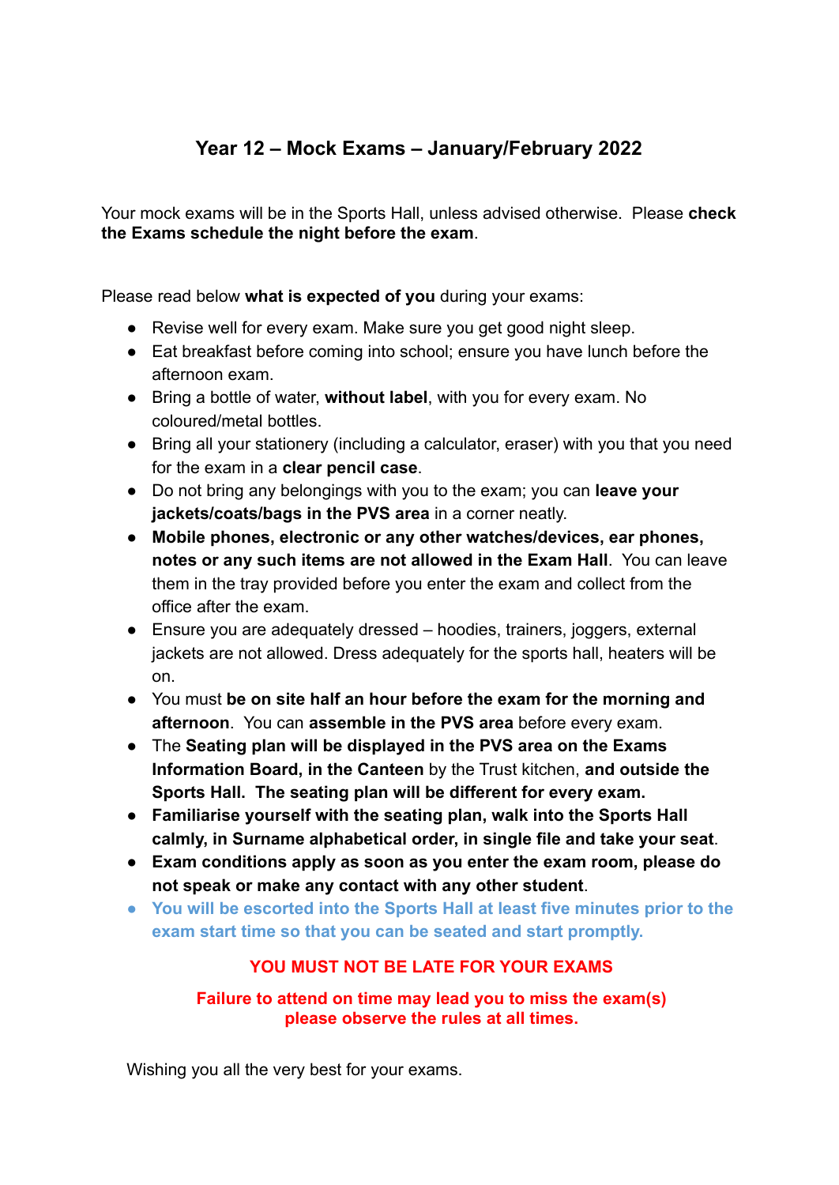## Year 12 – Mock Exams – January/February 2022

Your mock exams will be in the Sports Hall, unless advised otherwise. Please **check the Exams schedule the night before the exam**.

Please read below **what is expected of you** during your exams:

- Revise well for every exam. Make sure you get good night sleep.
- Eat breakfast before coming into school; ensure you have lunch before the afternoon exam.
- Bring a bottle of water, **without label**, with you for every exam. No coloured/metal bottles.
- Bring all your stationery (including a calculator, eraser) with you that you need for the exam in a **clear pencil case**.
- Do not bring any belongings with you to the exam; you can **leave your jackets/coats/bags in the PVS area** in a corner neatly.
- **Mobile phones, electronic or any other watches/devices, ear phones, notes or any such items are not allowed in the Exam Hall**. You can leave them in the tray provided before you enter the exam and collect from the office after the exam.
- Ensure you are adequately dressed – hoodies, trainers, joggers, external jackets are not allowed. Dress adequately for the sports hall, heaters will be on.
- You must **be on site half an hour before the exam for the morning and afternoon**. You can **assemble in the PVS area** before every exam.
- The **Seating plan will be displayed in the PVS area on the Exams Information Board, in the Canteen** by the Trust kitchen, **and outside the Sports Hall. The seating plan will be different for every exam.**
- **Familiarise yourself with the seating plan, walk into the Sports Hall calmly, in Surname alphabetical order, in single file and take your seat**.
- **Exam conditions apply as soon as you enter the exam room, please do not speak or make any contact with any other student**.
- **You will be escorted into the Sports Hall at least five minutes prior to the exam start time so that you can be seated and start promptly.**

**YOU MUST NOT BE LATE FOR YOUR EXAMS**

**Failure to attend on time may lead you to miss the exam(s) please observe the rules at all times.**

Wishing you all the very best for your exams.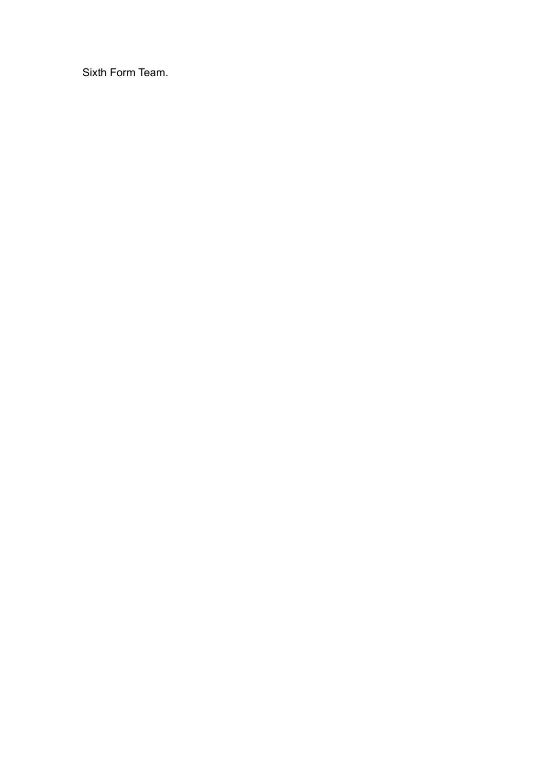Sixth Form Team.